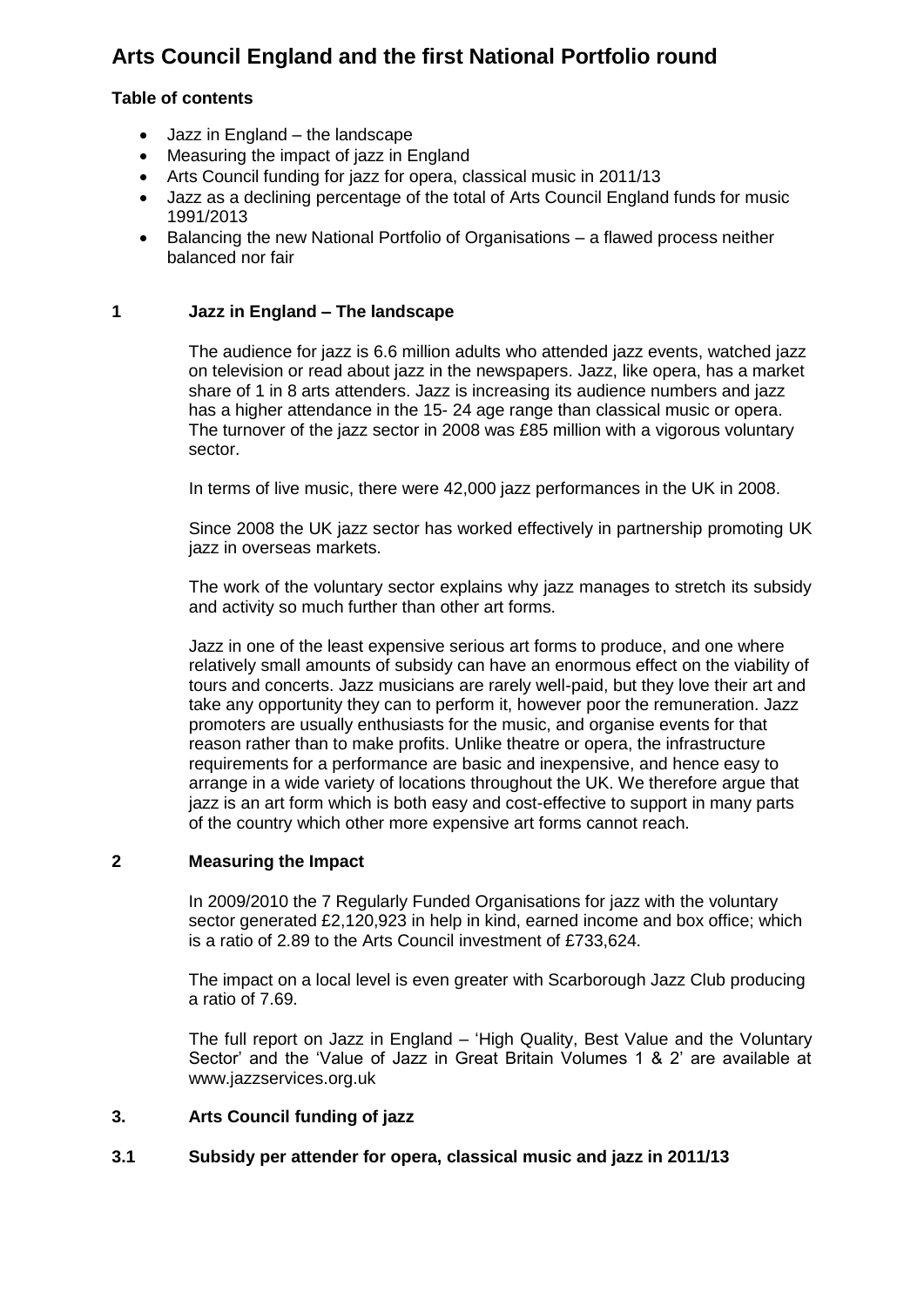# Arts Council England and the first National Portfolio round

**Table of contents**

- Jazz in England – the landscape
- Measuring the impact of jazz in England
- Arts Council funding for jazz for opera, classical music in 2011/13
- Jazz as a declining percentage of the total of Arts Council England funds for music 1991/2013
- Balancing the new National Portfolio of Organisations – a flawed process neither balanced nor fair

## 1 Jazz in England – The landscape

The audience for jazz is 6.6 million adults who attended jazz events, watched jazz on television or read about jazz in the newspapers. Jazz, like opera, has a market share of 1 in 8 arts attenders. Jazz is increasing its audience numbers and jazz has a higher attendance in the 15- 24 age range than classical music or opera. The turnover of the jazz sector in 2008 was £85 million with a vigorous voluntary sector.

In terms of live music, there were 42,000 jazz performances in the UK in 2008.

Since 2008 the UK jazz sector has worked effectively in partnership promoting UK jazz in overseas markets.

The work of the voluntary sector explains why jazz manages to stretch its subsidy and activity so much further than other art forms.

Jazz in one of the least expensive serious art forms to produce, and one where relatively small amounts of subsidy can have an enormous effect on the viability of tours and concerts. Jazz musicians are rarely well-paid, but they love their art and take any opportunity they can to perform it, however poor the remuneration. Jazz promoters are usually enthusiasts for the music, and organise events for that reason rather than to make profits. Unlike theatre or opera, the infrastructure requirements for a performance are basic and inexpensive, and hence easy to arrange in a wide variety of locations throughout the UK. We therefore argue that jazz is an art form which is both easy and cost-effective to support in many parts of the country which other more expensive art forms cannot reach.

## 2 Measuring the Impact

In 2009/2010 the 7 Regularly Funded Organisations for jazz with the voluntary sector generated £2,120,923 in help in kind, earned income and box office; which is a ratio of 2.89 to the Arts Council investment of £733,624.

The impact on a local level is even greater with Scarborough Jazz Club producing a ratio of 7.69.

The full report on Jazz in England – 'High Quality, Best Value and the Voluntary Sector' and the 'Value of Jazz in Great Britain Volumes 1 & 2' are available at www.jazzservices.org.uk

## 3. Arts Council funding of jazz

### 3.1 Subsidy per attender for opera, classical music and jazz in 2011/13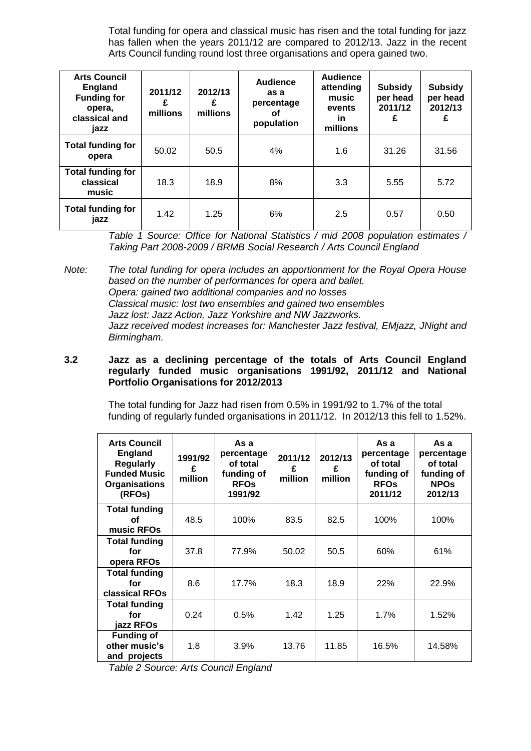Total funding for opera and classical music has risen and the total funding for jazz has fallen when the years 2011/12 are compared to 2012/13. Jazz in the recent Arts Council funding round lost three organisations and opera gained two.

| Arts Council England Funding for opera, classical and jazz | 2011/12 £ millions | 2012/13 £ millions | Audience as a percentage of population | Audience attending music events in millions | Subsidy per head 2011/12 £ | Subsidy per head 2012/13 £ |
|---|---|---|---|---|---|---|
| Total funding for opera | 50.02 | 50.5 | 4% | 1.6 | 31.26 | 31.56 |
| Total funding for classical music | 18.3 | 18.9 | 8% | 3.3 | 5.55 | 5.72 |
| Total funding for jazz | 1.42 | 1.25 | 6% | 2.5 | 0.57 | 0.50 |

*Table 1 Source: Office for National Statistics / mid 2008 population estimates / Taking Part 2008-2009 / BRMB Social Research / Arts Council England*

*Note: The total funding for opera includes an apportionment for the Royal Opera House based on the number of performances for opera and ballet.*
*Opera: gained two additional companies and no losses*
*Classical music: lost two ensembles and gained two ensembles*
*Jazz lost: Jazz Action, Jazz Yorkshire and NW Jazzworks.*
*Jazz received modest increases for: Manchester Jazz festival, EMjazz, JNight and Birmingham.*

### 3.2 Jazz as a declining percentage of the totals of Arts Council England regularly funded music organisations 1991/92, 2011/12 and National Portfolio Organisations for 2012/2013

The total funding for Jazz had risen from 0.5% in 1991/92 to 1.7% of the total funding of regularly funded organisations in 2011/12. In 2012/13 this fell to 1.52%.

| Arts Council England Regularly Funded Music Organisations (RFOs) | 1991/92 £ million | As a percentage of total funding of RFOs 1991/92 | 2011/12 £ million | 2012/13 £ million | As a percentage of total funding of RFOs 2011/12 | As a percentage of total funding of NPOs 2012/13 |
|---|---|---|---|---|---|---|
| Total funding of music RFOs | 48.5 | 100% | 83.5 | 82.5 | 100% | 100% |
| Total funding for opera RFOs | 37.8 | 77.9% | 50.02 | 50.5 | 60% | 61% |
| Total funding for classical RFOs | 8.6 | 17.7% | 18.3 | 18.9 | 22% | 22.9% |
| Total funding for jazz RFOs | 0.24 | 0.5% | 1.42 | 1.25 | 1.7% | 1.52% |
| Funding of other music's and projects | 1.8 | 3.9% | 13.76 | 11.85 | 16.5% | 14.58% |

*Table 2 Source: Arts Council England*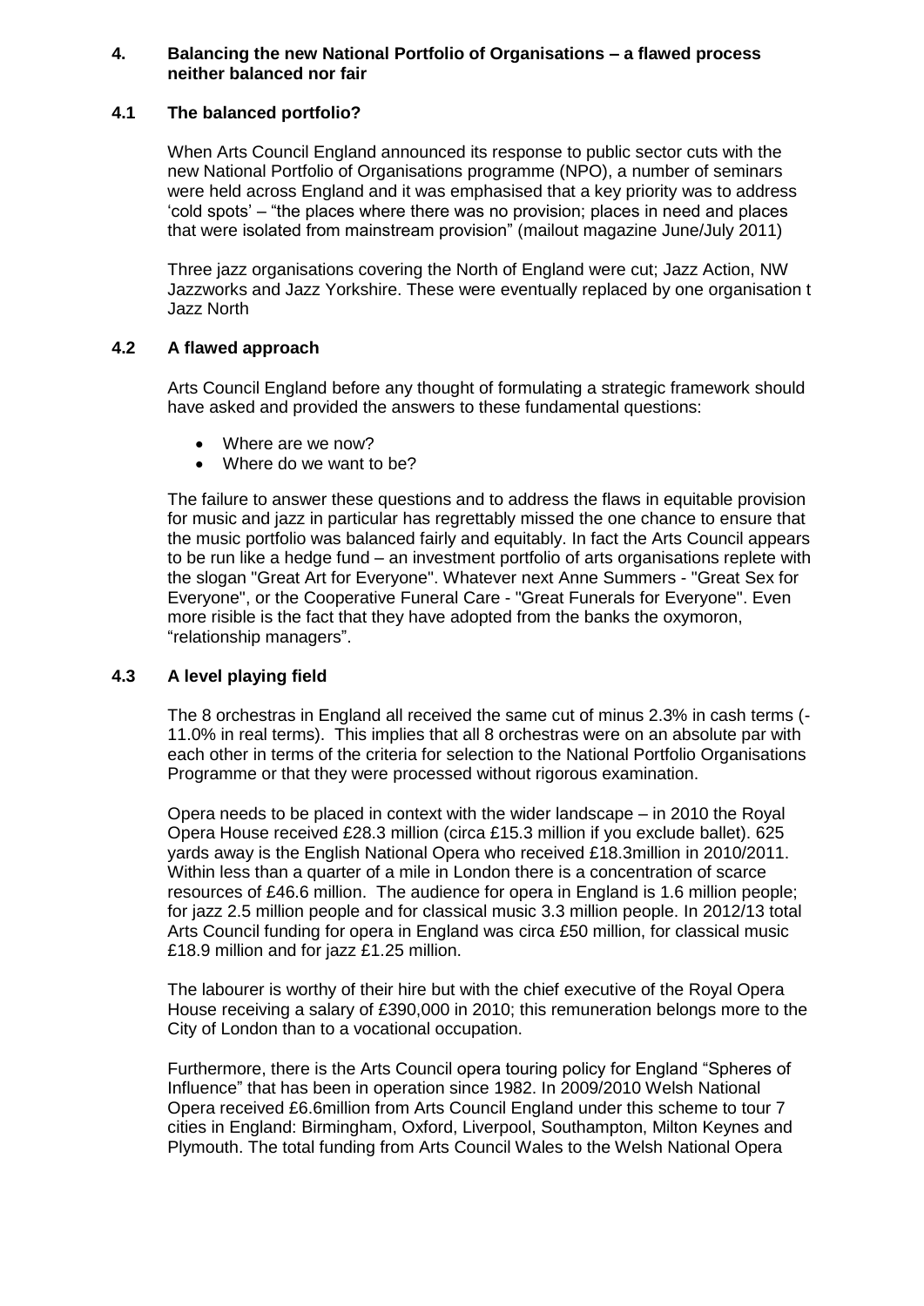## 4. Balancing the new National Portfolio of Organisations – a flawed process neither balanced nor fair

### 4.1 The balanced portfolio?

When Arts Council England announced its response to public sector cuts with the new National Portfolio of Organisations programme (NPO), a number of seminars were held across England and it was emphasised that a key priority was to address 'cold spots' – "the places where there was no provision; places in need and places that were isolated from mainstream provision" (mailout magazine June/July 2011)

Three jazz organisations covering the North of England were cut; Jazz Action, NW Jazzworks and Jazz Yorkshire. These were eventually replaced by one organisation t Jazz North

### 4.2 A flawed approach

Arts Council England before any thought of formulating a strategic framework should have asked and provided the answers to these fundamental questions:

- Where are we now?
- Where do we want to be?

The failure to answer these questions and to address the flaws in equitable provision for music and jazz in particular has regrettably missed the one chance to ensure that the music portfolio was balanced fairly and equitably. In fact the Arts Council appears to be run like a hedge fund – an investment portfolio of arts organisations replete with the slogan "Great Art for Everyone". Whatever next Anne Summers - "Great Sex for Everyone", or the Cooperative Funeral Care - "Great Funerals for Everyone". Even more risible is the fact that they have adopted from the banks the oxymoron, "relationship managers".

### 4.3 A level playing field

The 8 orchestras in England all received the same cut of minus 2.3% in cash terms (-11.0% in real terms). This implies that all 8 orchestras were on an absolute par with each other in terms of the criteria for selection to the National Portfolio Organisations Programme or that they were processed without rigorous examination.

Opera needs to be placed in context with the wider landscape – in 2010 the Royal Opera House received £28.3 million (circa £15.3 million if you exclude ballet). 625 yards away is the English National Opera who received £18.3million in 2010/2011. Within less than a quarter of a mile in London there is a concentration of scarce resources of £46.6 million. The audience for opera in England is 1.6 million people; for jazz 2.5 million people and for classical music 3.3 million people. In 2012/13 total Arts Council funding for opera in England was circa £50 million, for classical music £18.9 million and for jazz £1.25 million.

The labourer is worthy of their hire but with the chief executive of the Royal Opera House receiving a salary of £390,000 in 2010; this remuneration belongs more to the City of London than to a vocational occupation.

Furthermore, there is the Arts Council opera touring policy for England "Spheres of Influence" that has been in operation since 1982. In 2009/2010 Welsh National Opera received £6.6million from Arts Council England under this scheme to tour 7 cities in England: Birmingham, Oxford, Liverpool, Southampton, Milton Keynes and Plymouth. The total funding from Arts Council Wales to the Welsh National Opera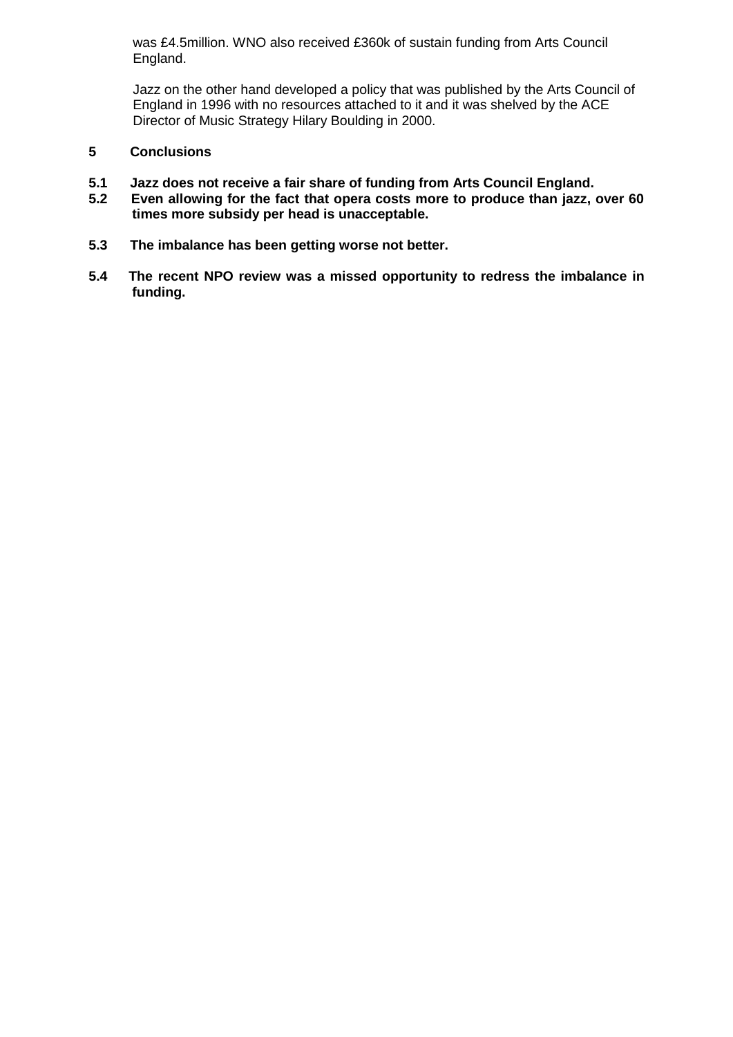was £4.5million. WNO also received £360k of sustain funding from Arts Council England.

Jazz on the other hand developed a policy that was published by the Arts Council of England in 1996 with no resources attached to it and it was shelved by the ACE Director of Music Strategy Hilary Boulding in 2000.

## 5 Conclusions

**5.1 Jazz does not receive a fair share of funding from Arts Council England.**

**5.2 Even allowing for the fact that opera costs more to produce than jazz, over 60 times more subsidy per head is unacceptable.**

**5.3 The imbalance has been getting worse not better.**

**5.4 The recent NPO review was a missed opportunity to redress the imbalance in funding.**